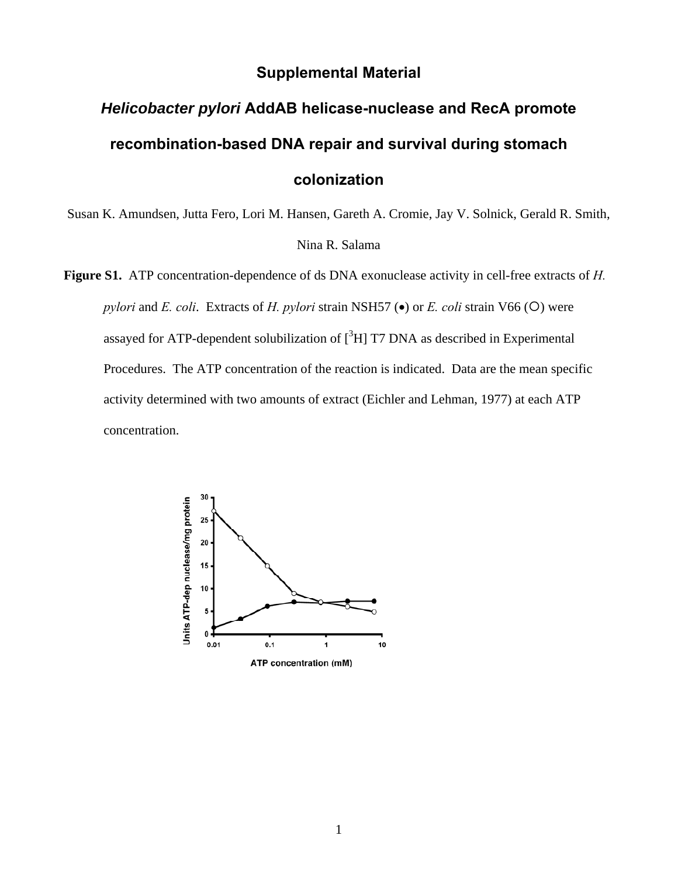# Supplemental Material

## *Helicobacter pylori* AddAB helicase-nuclease and RecA promote recombination-based DNA repair and survival during stomach colonization

Susan K. Amundsen, Jutta Fero, Lori M. Hansen, Gareth A. Cromie, Jay V. Solnick, Gerald R. Smith, Nina R. Salama

**Figure S1.** ATP concentration-dependence of ds DNA exonuclease activity in cell-free extracts of *H. pylori* and *E. coli*. Extracts of *H. pylori* strain NSH57 (•) or *E. coli* strain V66 (○) were assayed for ATP-dependent solubilization of [$^3$H] T7 DNA as described in Experimental Procedures. The ATP concentration of the reaction is indicated. Data are the mean specific activity determined with two amounts of extract (Eichler and Lehman, 1977) at each ATP concentration.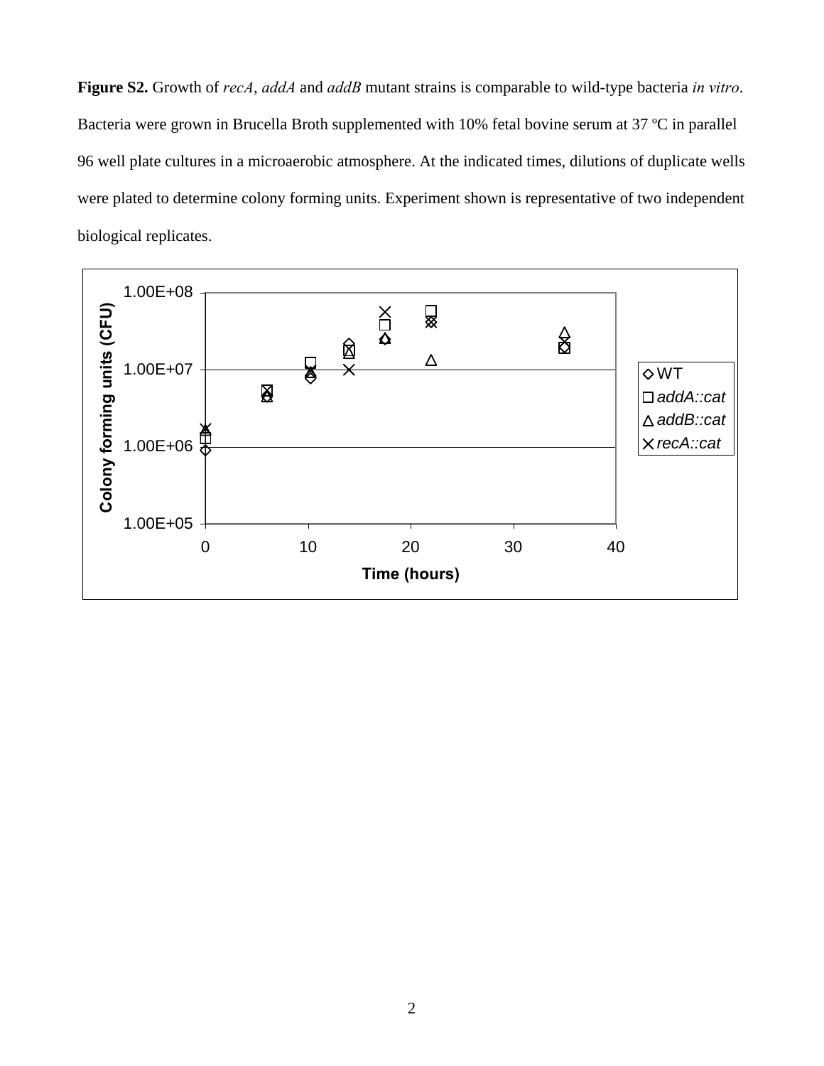**Figure S2.** Growth of *recA*, *addA* and *addB* mutant strains is comparable to wild-type bacteria *in vitro*. Bacteria were grown in Brucella Broth supplemented with 10% fetal bovine serum at 37 ºC in parallel 96 well plate cultures in a microaerobic atmosphere. At the indicated times, dilutions of duplicate wells were plated to determine colony forming units. Experiment shown is representative of two independent biological replicates.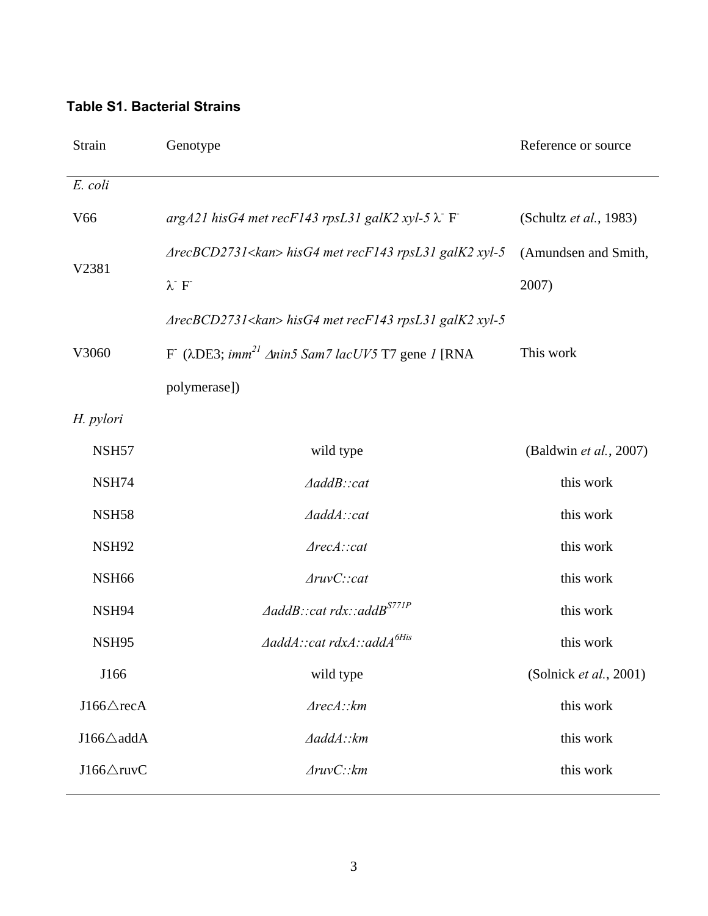**Table S1. Bacterial Strains**

| Strain | Genotype | Reference or source |
| --- | --- | --- |
| *E. coli* | | |
| V66 | *argA21 hisG4 met recF143 rpsL31 galK2 xyl-5* $\lambda^-$ $F^-$ | (Schultz *et al.*, 1983) |
| V2381 | *ΔrecBCD2731<kan> hisG4 met recF143 rpsL31 galK2 xyl-5* $\lambda^-$ $F^-$ | (Amundsen and Smith, 2007) |
| V3060 | *ΔrecBCD2731<kan> hisG4 met recF143 rpsL31 galK2 xyl-5* $F^-$ (λDE3; *imm*$^{21}$ *Δnin5 Sam7 lacUV5* T7 gene *1* [RNA polymerase]) | This work |
| *H. pylori* | | |
| NSH57 | wild type | (Baldwin *et al.*, 2007) |
| NSH74 | *ΔaddB::cat* | this work |
| NSH58 | *ΔaddA::cat* | this work |
| NSH92 | *ΔrecA::cat* | this work |
| NSH66 | *ΔruvC::cat* | this work |
| NSH94 | *ΔaddB::cat rdx::addB*$^{S771P}$ | this work |
| NSH95 | *ΔaddA::cat rdxA::addA*$^{6His}$ | this work |
| J166 | wild type | (Solnick *et al.*, 2001) |
| J166△recA | *ΔrecA::km* | this work |
| J166△addA | *ΔaddA::km* | this work |
| J166△ruvC | *ΔruvC::km* | this work |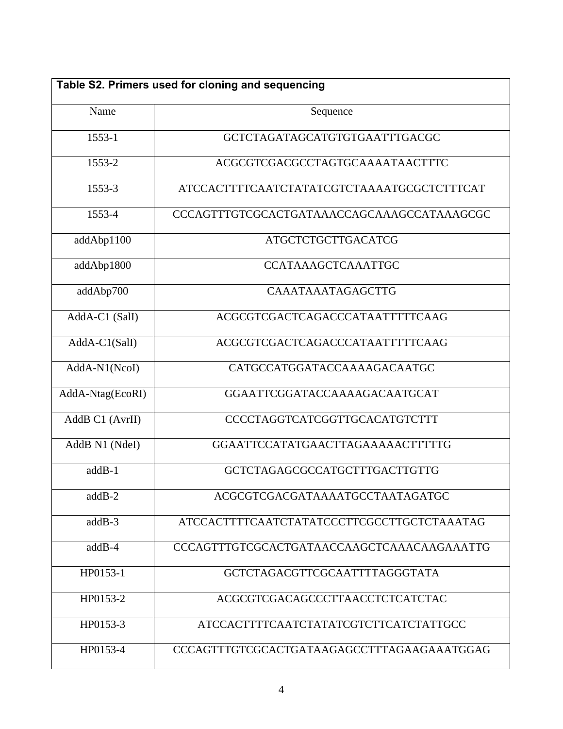**Table S2. Primers used for cloning and sequencing**

| Name | Sequence |
| --- | --- |
| 1553-1 | GCTCTAGATAGCATGTGTGAATTTGACGC |
| 1553-2 | ACGCGTCGACGCCTAGTGCAAAATAACTTTC |
| 1553-3 | ATCCACTTTTCAATCTATATCGTCTAAAATGCGCTCTTTCAT |
| 1553-4 | CCCAGTTTGTCGCACTGATAAACCAGCAAAGCCATAAAGCGC |
| addAbp1100 | ATGCTCTGCTTGACATCG |
| addAbp1800 | CCATAAAGCTCAAATTGC |
| addAbp700 | CAAATAAATAGAGCTTG |
| AddA-C1 (SalI) | ACGCGTCGACTCAGACCCATAATTTTTCAAG |
| AddA-C1(SalI) | ACGCGTCGACTCAGACCCATAATTTTTCAAG |
| AddA-N1(NcoI) | CATGCCATGGATACCAAAAGACAATGC |
| AddA-Ntag(EcoRI) | GGAATTCGGATACCAAAAGACAATGCAT |
| AddB C1 (AvrII) | CCCCTAGGTCATCGGTTGCACATGTCTTT |
| AddB N1 (NdeI) | GGAATTCCATATGAACTTAGAAAAACTTTTTG |
| addB-1 | GCTCTAGAGCGCCATGCTTTGACTTGTTG |
| addB-2 | ACGCGTCGACGATAAAATGCCTAATAGATGC |
| addB-3 | ATCCACTTTTCAATCTATATCCCTTCGCCTTGCTCTAAATAG |
| addB-4 | CCCAGTTTGTCGCACTGATAACCAAGCTCAAACAAGAAATTG |
| HP0153-1 | GCTCTAGACGTTCGCAATTTTAGGGTATA |
| HP0153-2 | ACGCGTCGACAGCCCTTAACCTCTCATCTAC |
| HP0153-3 | ATCCACTTTTCAATCTATATCGTCTTCATCTATTGCC |
| HP0153-4 | CCCAGTTTGTCGCACTGATAAGAGCCTTTAGAAGAAATGGAG |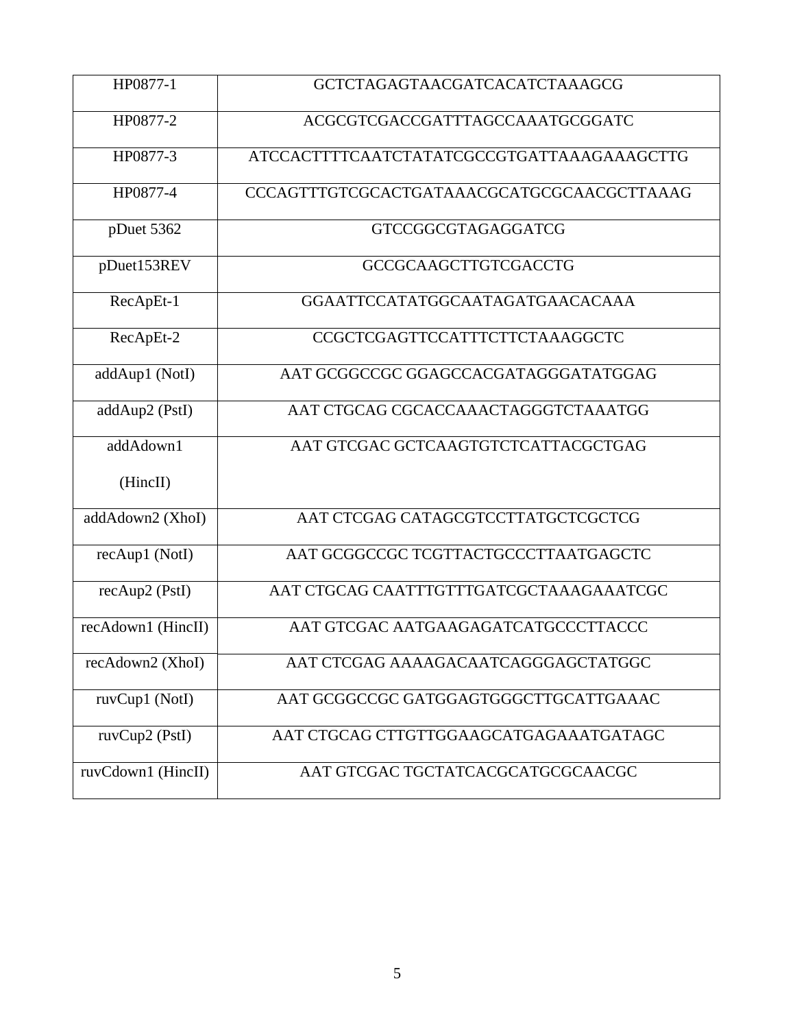| HP0877-1 | GCTCTAGAGTAACGATCACATCTAAAGCG |
|---|---|
| HP0877-2 | ACGCGTCGACCGATTTAGCCAAATGCGGATC |
| HP0877-3 | ATCCACTTTTCAATCTATATCGCCGTGATTAAAGAAAGCTTG |
| HP0877-4 | CCCAGTTTGTCGCACTGATAAACGCATGCGCAACGCTTAAAG |
| pDuet 5362 | GTCCGGCGTAGAGGATCG |
| pDuet153REV | GCCGCAAGCTTGTCGACCTG |
| RecApEt-1 | GGAATTCCATATGGCAATAGATGAACACAAA |
| RecApEt-2 | CCGCTCGAGTTCCATTTCTTCTAAAGGCTC |
| addAup1 (NotI) | AAT GCGGCCGC GGAGCCACGATAGGGATATGGAG |
| addAup2 (PstI) | AAT CTGCAG CGCACCAAACTAGGGTCTAAATGG |
| addAdown1 (HincII) | AAT GTCGAC GCTCAAGTGTCTCATTACGCTGAG |
| addAdown2 (XhoI) | AAT CTCGAG CATAGCGTCCTTATGCTCGCTCG |
| recAup1 (NotI) | AAT GCGGCCGC TCGTTACTGCCCTTAATGAGCTC |
| recAup2 (PstI) | AAT CTGCAG CAATTTGTTTGATCGCTAAAGAAATCGC |
| recAdown1 (HincII) | AAT GTCGAC AATGAAGAGATCATGCCCTTACCC |
| recAdown2 (XhoI) | AAT CTCGAG AAAAGACAATCAGGGAGCTATGGC |
| ruvCup1 (NotI) | AAT GCGGCCGC GATGGAGTGGGCTTGCATTGAAAC |
| ruvCup2 (PstI) | AAT CTGCAG CTTGTTGGAAGCATGAGAAATGATAGC |
| ruvCdown1 (HincII) | AAT GTCGAC TGCTATCACGCATGCGCAACGC |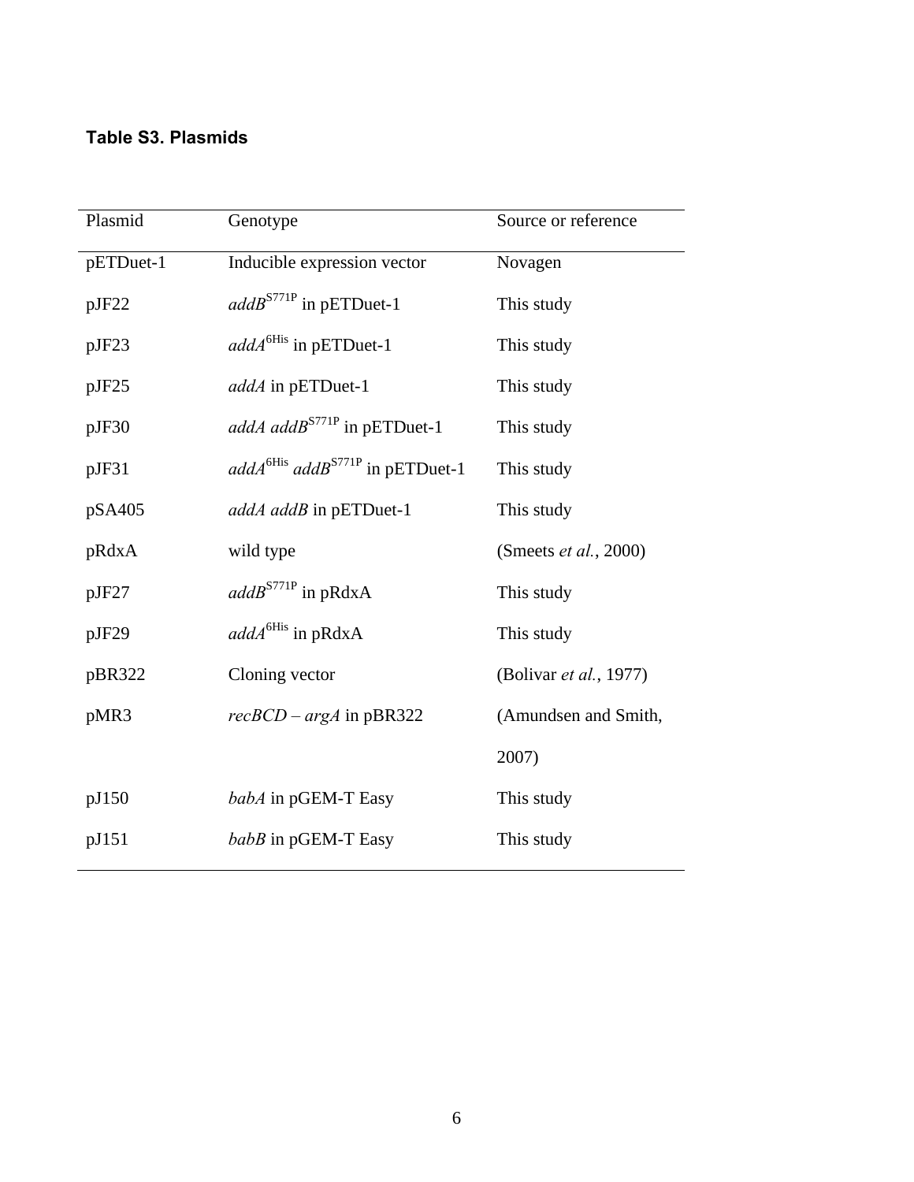**Table S3. Plasmids**

| Plasmid | Genotype | Source or reference |
| --- | --- | --- |
| pETDuet-1 | Inducible expression vector | Novagen |
| pJF22 | *addB*$^{S771P}$ in pETDuet-1 | This study |
| pJF23 | *addA*$^{6His}$ in pETDuet-1 | This study |
| pJF25 | *addA* in pETDuet-1 | This study |
| pJF30 | *addA addB*$^{S771P}$ in pETDuet-1 | This study |
| pJF31 | *addA*$^{6His}$ *addB*$^{S771P}$ in pETDuet-1 | This study |
| pSA405 | *addA addB* in pETDuet-1 | This study |
| pRdxA | wild type | (Smeets *et al.*, 2000) |
| pJF27 | *addB*$^{S771P}$ in pRdxA | This study |
| pJF29 | *addA*$^{6His}$ in pRdxA | This study |
| pBR322 | Cloning vector | (Bolivar *et al.*, 1977) |
| pMR3 | *recBCD* – *argA* in pBR322 | (Amundsen and Smith, 2007) |
| pJ150 | *babA* in pGEM-T Easy | This study |
| pJ151 | *babB* in pGEM-T Easy | This study |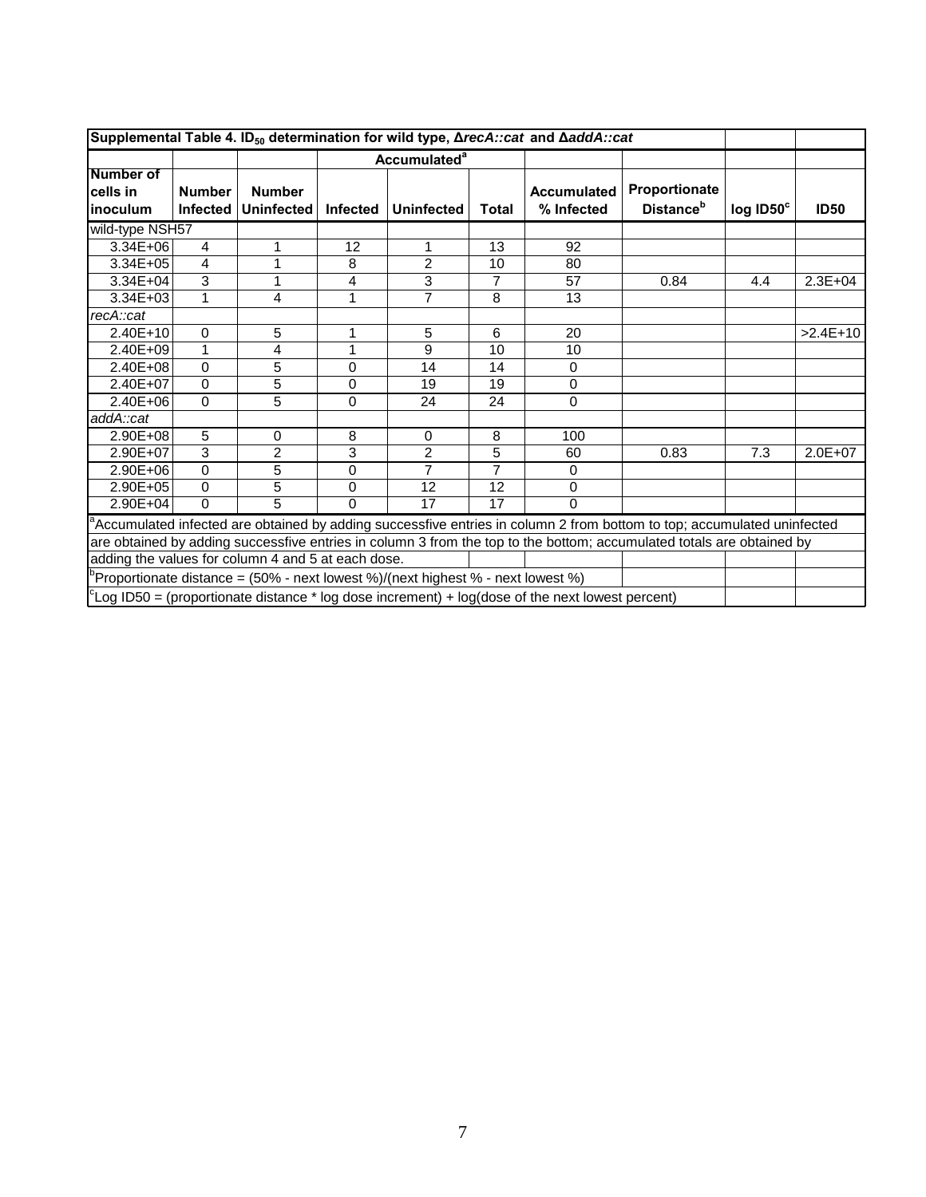**Supplemental Table 4. $ID_{50}$ determination for wild type, Δ*recA::cat* and Δ*addA::cat***

| | | | Accumulated[a] | | | | | | |
|---|---|---|---|---|---|---|---|---|---|
| Number of cells in inoculum | Number Infected | Number Uninfected | Infected | Uninfected | Total | Accumulated % Infected | Proportionate Distance[b] | log ID50[c] | ID50 |
| wild-type NSH57 | | | | | | | | | |
| 3.34E+06 | 4 | 1 | 12 | 1 | 13 | 92 | | | |
| 3.34E+05 | 4 | 1 | 8 | 2 | 10 | 80 | | | |
| 3.34E+04 | 3 | 1 | 4 | 3 | 7 | 57 | 0.84 | 4.4 | 2.3E+04 |
| 3.34E+03 | 1 | 4 | 1 | 7 | 8 | 13 | | | |
| *recA::cat* | | | | | | | | | |
| 2.40E+10 | 0 | 5 | 1 | 5 | 6 | 20 | | | >2.4E+10 |
| 2.40E+09 | 1 | 4 | 1 | 9 | 10 | 10 | | | |
| 2.40E+08 | 0 | 5 | 0 | 14 | 14 | 0 | | | |
| 2.40E+07 | 0 | 5 | 0 | 19 | 19 | 0 | | | |
| 2.40E+06 | 0 | 5 | 0 | 24 | 24 | 0 | | | |
| *addA::cat* | | | | | | | | | |
| 2.90E+08 | 5 | 0 | 8 | 0 | 8 | 100 | | | |
| 2.90E+07 | 3 | 2 | 3 | 2 | 5 | 60 | 0.83 | 7.3 | 2.0E+07 |
| 2.90E+06 | 0 | 5 | 0 | 7 | 7 | 0 | | | |
| 2.90E+05 | 0 | 5 | 0 | 12 | 12 | 0 | | | |
| 2.90E+04 | 0 | 5 | 0 | 17 | 17 | 0 | | | |

[a]Accumulated infected are obtained by adding successfive entries in column 2 from bottom to top; accumulated uninfected are obtained by adding successfive entries in column 3 from the top to the bottom; accumulated totals are obtained by adding the values for column 4 and 5 at each dose.

[b]Proportionate distance = (50% - next lowest %)/(next highest % - next lowest %)

[c]Log ID50 = (proportionate distance * log dose increment) + log(dose of the next lowest percent)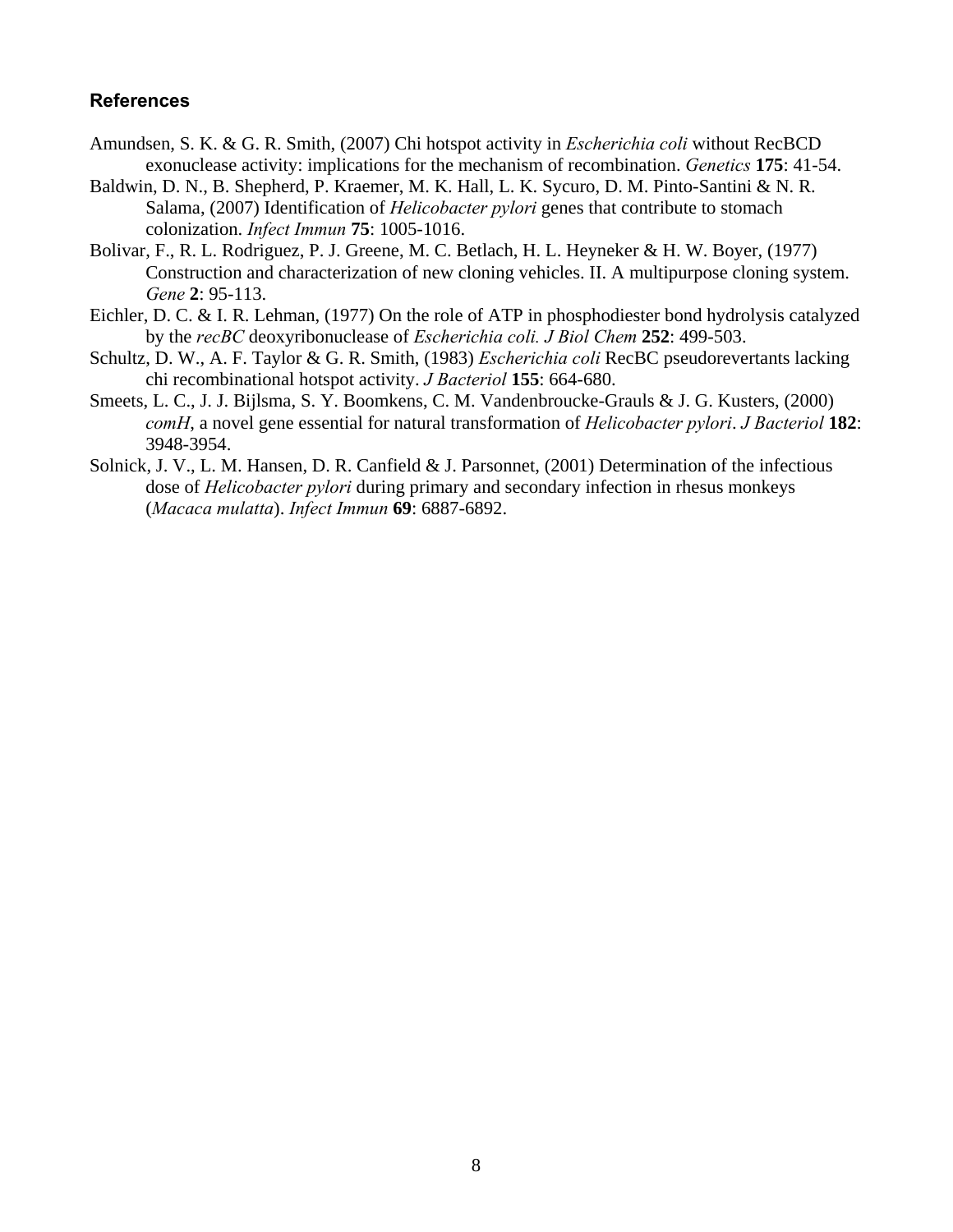## References

Amundsen, S. K. & G. R. Smith, (2007) Chi hotspot activity in *Escherichia coli* without RecBCD exonuclease activity: implications for the mechanism of recombination. *Genetics* **175**: 41-54.

Baldwin, D. N., B. Shepherd, P. Kraemer, M. K. Hall, L. K. Sycuro, D. M. Pinto-Santini & N. R. Salama, (2007) Identification of *Helicobacter pylori* genes that contribute to stomach colonization. *Infect Immun* **75**: 1005-1016.

Bolivar, F., R. L. Rodriguez, P. J. Greene, M. C. Betlach, H. L. Heyneker & H. W. Boyer, (1977) Construction and characterization of new cloning vehicles. II. A multipurpose cloning system. *Gene* **2**: 95-113.

Eichler, D. C. & I. R. Lehman, (1977) On the role of ATP in phosphodiester bond hydrolysis catalyzed by the *recBC* deoxyribonuclease of *Escherichia coli. J Biol Chem* **252**: 499-503.

Schultz, D. W., A. F. Taylor & G. R. Smith, (1983) *Escherichia coli* RecBC pseudorevertants lacking chi recombinational hotspot activity. *J Bacteriol* **155**: 664-680.

Smeets, L. C., J. J. Bijlsma, S. Y. Boomkens, C. M. Vandenbroucke-Grauls & J. G. Kusters, (2000) *comH*, a novel gene essential for natural transformation of *Helicobacter pylori*. *J Bacteriol* **182**: 3948-3954.

Solnick, J. V., L. M. Hansen, D. R. Canfield & J. Parsonnet, (2001) Determination of the infectious dose of *Helicobacter pylori* during primary and secondary infection in rhesus monkeys (*Macaca mulatta*). *Infect Immun* **69**: 6887-6892.